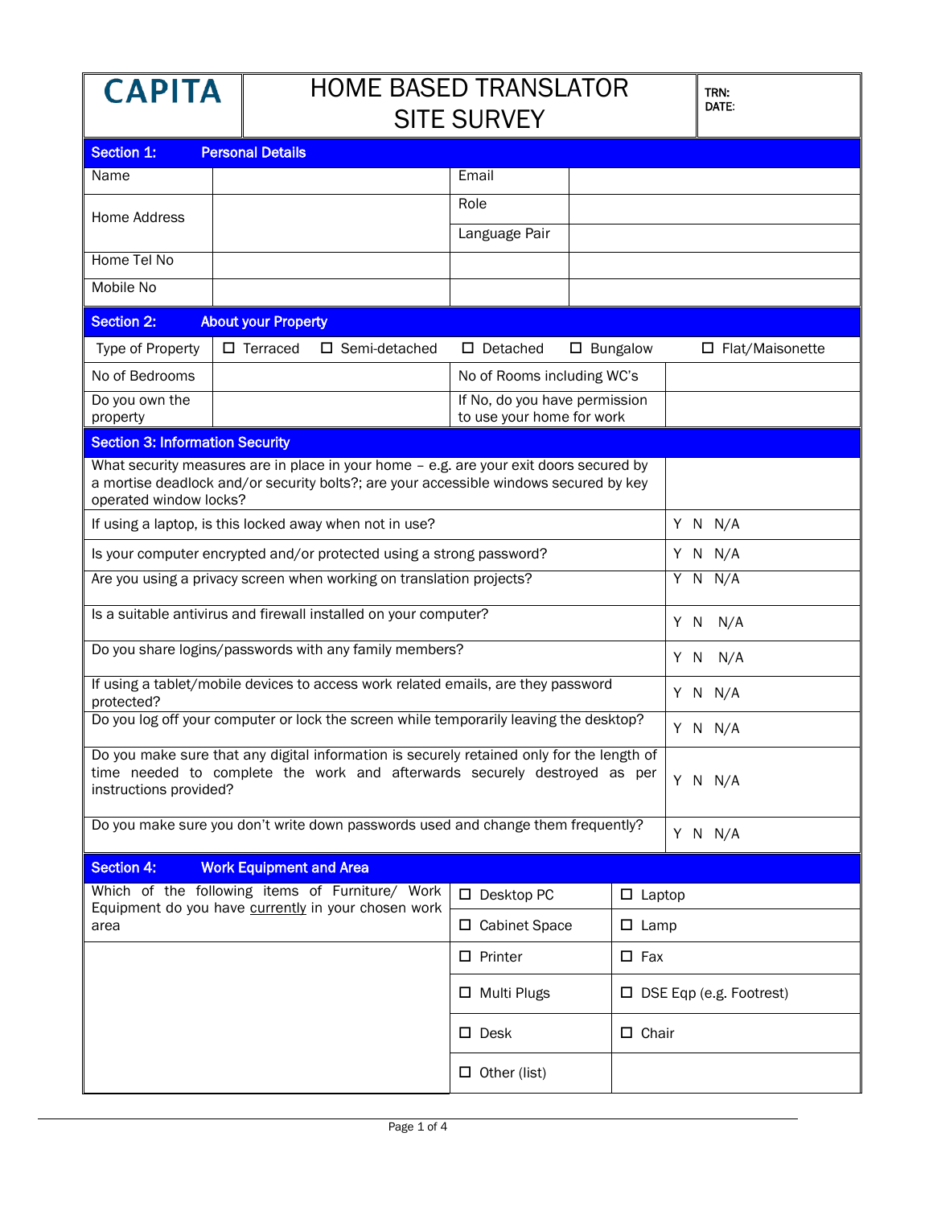| CAPITA | HOME BASED TRANSLATOR SITE SURVEY | TRN: DATE: |
|---|---|---|

## Section 1: Personal Details

| | | | |
|---|---|---|---|
| Name | | Email | |
| Home Address | | Role | |
| | | Language Pair | |
| Home Tel No | | | |
| Mobile No | | | |

## Section 2: About your Property

| | | | | | |
|---|---|---|---|---|---|
| Type of Property | ☐ Terraced | ☐ Semi-detached | ☐ Detached | ☐ Bungalow | ☐ Flat/Maisonette |

| | | | |
|---|---|---|---|
| No of Bedrooms | | No of Rooms including WC's | |
| Do you own the property | | If No, do you have permission to use your home for work | |

## Section 3: Information Security

| | |
|---|---|
| What security measures are in place in your home – e.g. are your exit doors secured by a mortise deadlock and/or security bolts?; are your accessible windows secured by key operated window locks? | |
| If using a laptop, is this locked away when not in use? | Y N N/A |
| Is your computer encrypted and/or protected using a strong password? | Y N N/A |
| Are you using a privacy screen when working on translation projects? | Y N N/A |
| Is a suitable antivirus and firewall installed on your computer? | Y N N/A |
| Do you share logins/passwords with any family members? | Y N N/A |
| If using a tablet/mobile devices to access work related emails, are they password protected? | Y N N/A |
| Do you log off your computer or lock the screen while temporarily leaving the desktop? | Y N N/A |
| Do you make sure that any digital information is securely retained only for the length of time needed to complete the work and afterwards securely destroyed as per instructions provided? | Y N N/A |
| Do you make sure you don't write down passwords used and change them frequently? | Y N N/A |

## Section 4: Work Equipment and Area

| | | |
|---|---|---|
| Which of the following items of Furniture/ Work Equipment do you have currently in your chosen work area | ☐ Desktop PC | ☐ Laptop |
| | ☐ Cabinet Space | ☐ Lamp |
| | ☐ Printer | ☐ Fax |
| | ☐ Multi Plugs | ☐ DSE Eqp (e.g. Footrest) |
| | ☐ Desk | ☐ Chair |
| | ☐ Other (list) | |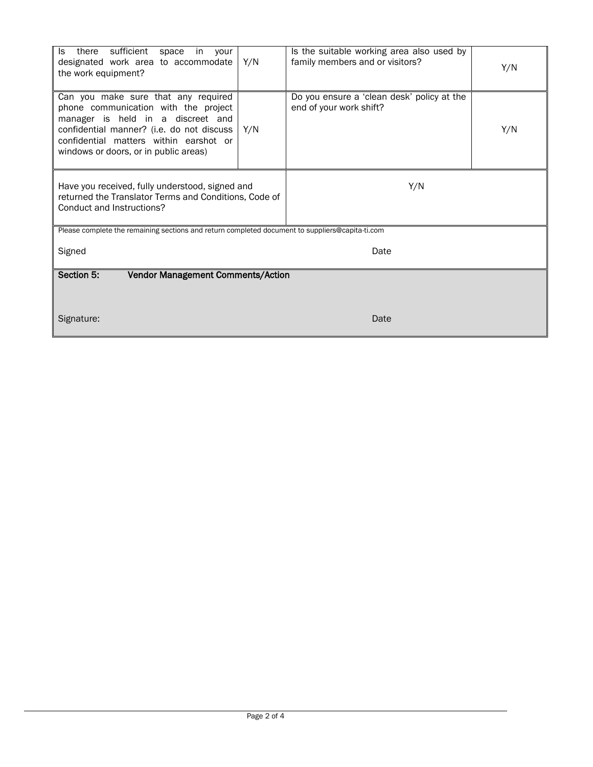| Is there sufficient space in your designated work area to accommodate the work equipment? | Y/N | Is the suitable working area also used by family members and or visitors? | Y/N |
|---|---|---|---|
| Can you make sure that any required phone communication with the project manager is held in a discreet and confidential manner? (i.e. do not discuss confidential matters within earshot or windows or doors, or in public areas) | Y/N | Do you ensure a 'clean desk' policy at the end of your work shift? | Y/N |
| Have you received, fully understood, signed and returned the Translator Terms and Conditions, Code of Conduct and Instructions? | | Y/N | |

Please complete the remaining sections and return completed document to suppliers@capita-ti.com

Signed　　　　　　　　　　　　　　　　　　　　Date

**Section 5: Vendor Management Comments/Action**

Signature:　　　　　　　　　　　　　　　　　　Date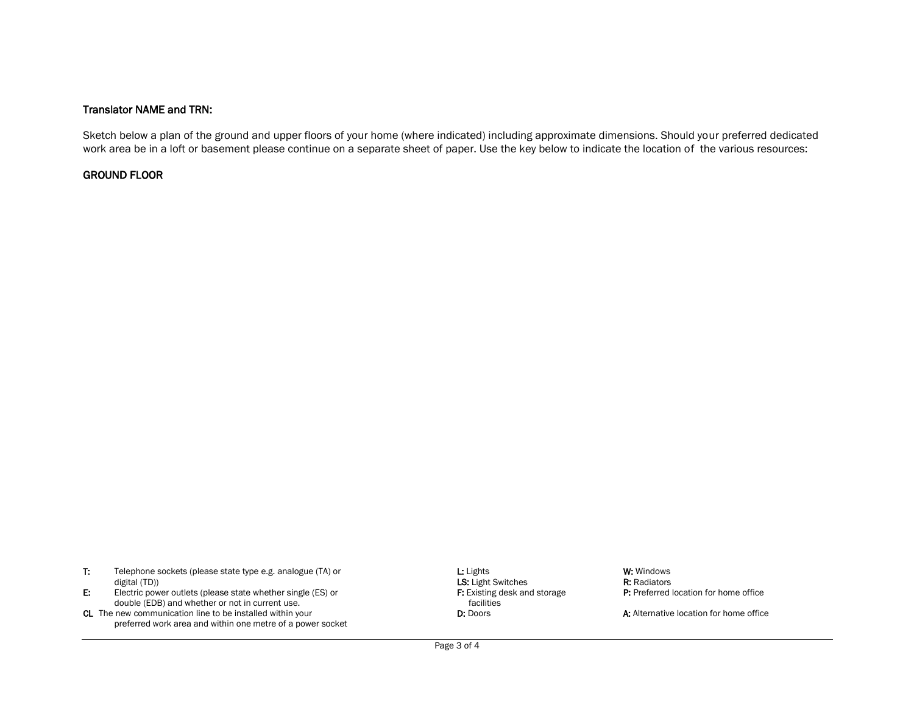**Translator NAME and TRN:**

Sketch below a plan of the ground and upper floors of your home (where indicated) including approximate dimensions. Should your preferred dedicated work area be in a loft or basement please continue on a separate sheet of paper. Use the key below to indicate the location of the various resources:

**GROUND FLOOR**

**T:** Telephone sockets (please state type e.g. analogue (TA) or digital (TD))

**E:** Electric power outlets (please state whether single (ES) or double (EDB) and whether or not in current use.

**CL** The new communication line to be installed within your preferred work area and within one metre of a power socket

**L:** Lights

**LS:** Light Switches

**F:** Existing desk and storage facilities

**D:** Doors

**W:** Windows

**R:** Radiators

**P:** Preferred location for home office

**A:** Alternative location for home office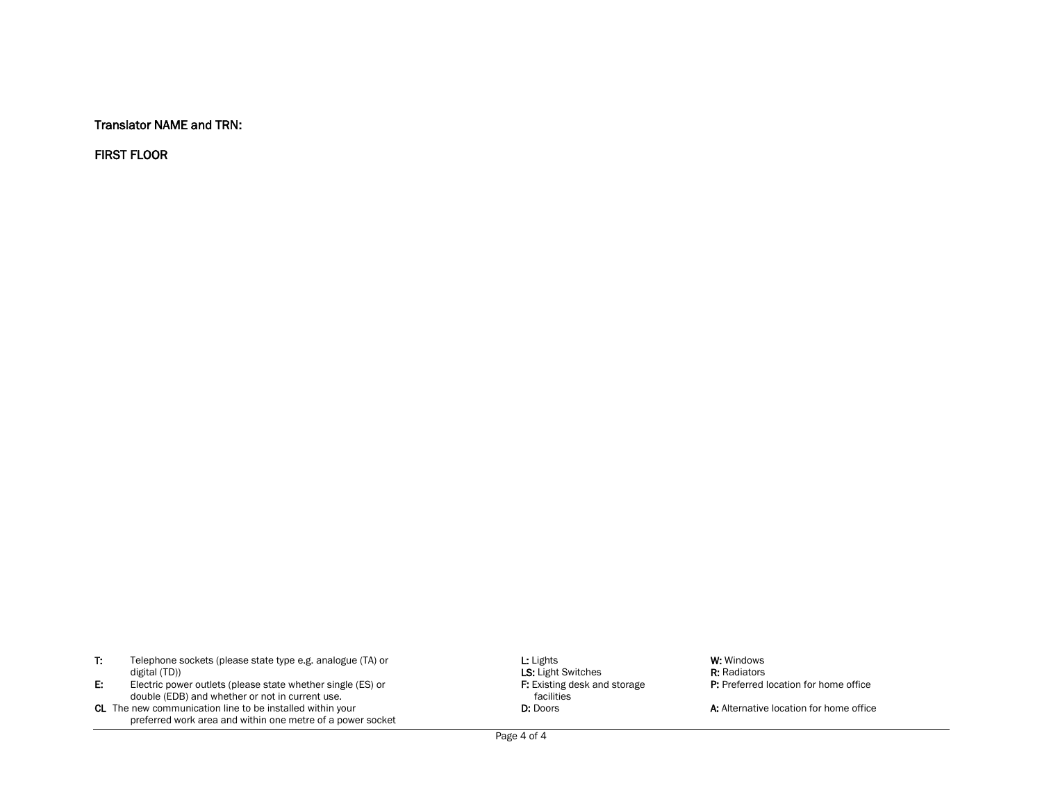**Translator NAME and TRN:**

**FIRST FLOOR**

**T:** Telephone sockets (please state type e.g. analogue (TA) or digital (TD))

**E:** Electric power outlets (please state whether single (ES) or double (EDB) and whether or not in current use.

**CL** The new communication line to be installed within your preferred work area and within one metre of a power socket

**L:** Lights

**LS:** Light Switches

**F:** Existing desk and storage facilities

**D:** Doors

**W:** Windows

**R:** Radiators

**P:** Preferred location for home office

**A:** Alternative location for home office